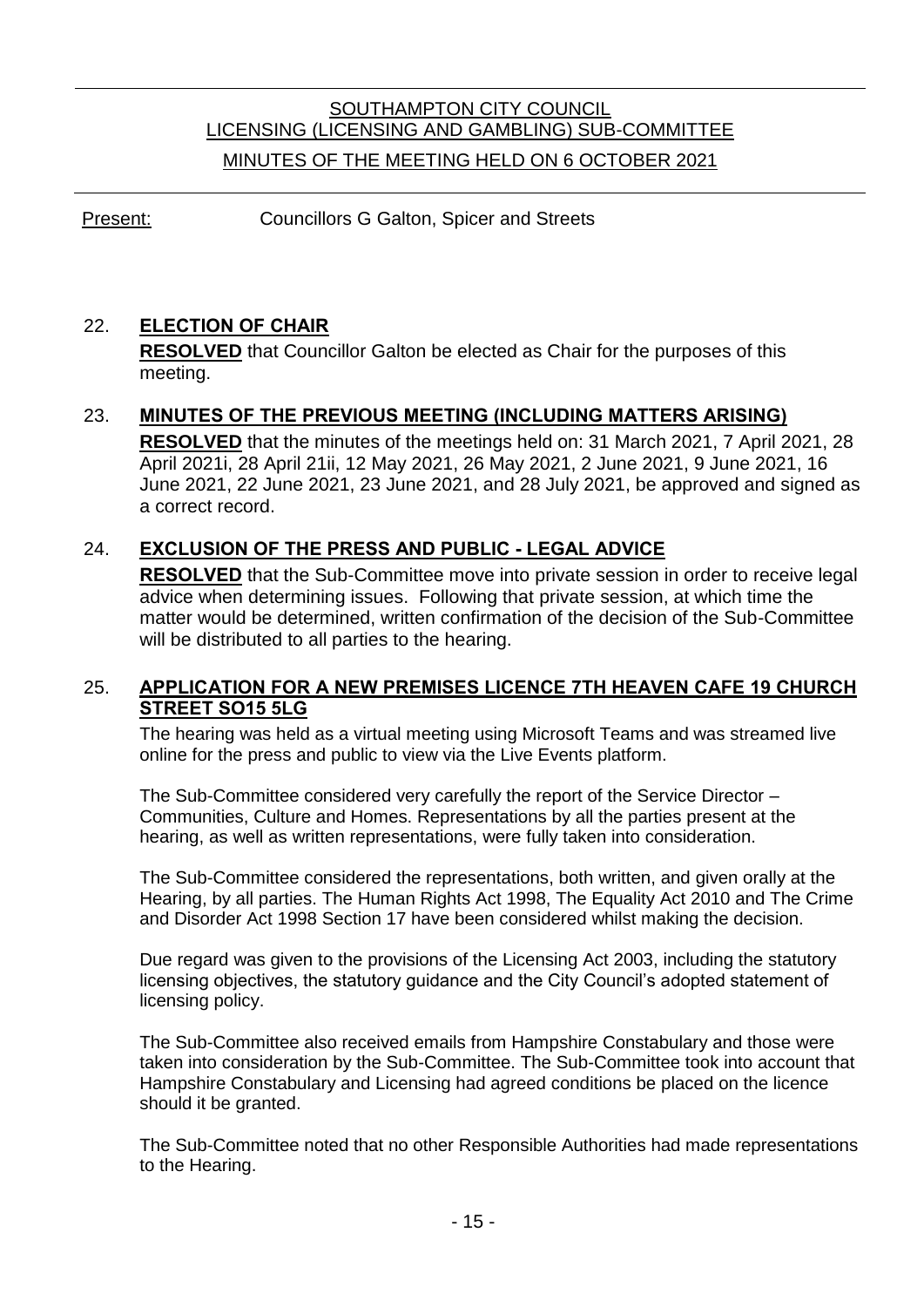# SOUTHAMPTON CITY COUNCIL
## LICENSING (LICENSING AND GAMBLING) SUB-COMMITTEE
### MINUTES OF THE MEETING HELD ON 6 OCTOBER 2021

Present: Councillors G Galton, Spicer and Streets

### 22. ELECTION OF CHAIR

**RESOLVED** that Councillor Galton be elected as Chair for the purposes of this meeting.

### 23. MINUTES OF THE PREVIOUS MEETING (INCLUDING MATTERS ARISING)

**RESOLVED** that the minutes of the meetings held on: 31 March 2021, 7 April 2021, 28 April 2021i, 28 April 21ii, 12 May 2021, 26 May 2021, 2 June 2021, 9 June 2021, 16 June 2021, 22 June 2021, 23 June 2021, and 28 July 2021, be approved and signed as a correct record.

### 24. EXCLUSION OF THE PRESS AND PUBLIC - LEGAL ADVICE

**RESOLVED** that the Sub-Committee move into private session in order to receive legal advice when determining issues. Following that private session, at which time the matter would be determined, written confirmation of the decision of the Sub-Committee will be distributed to all parties to the hearing.

### 25. APPLICATION FOR A NEW PREMISES LICENCE 7TH HEAVEN CAFE 19 CHURCH STREET SO15 5LG

The hearing was held as a virtual meeting using Microsoft Teams and was streamed live online for the press and public to view via the Live Events platform.

The Sub-Committee considered very carefully the report of the Service Director – Communities, Culture and Homes. Representations by all the parties present at the hearing, as well as written representations, were fully taken into consideration.

The Sub-Committee considered the representations, both written, and given orally at the Hearing, by all parties. The Human Rights Act 1998, The Equality Act 2010 and The Crime and Disorder Act 1998 Section 17 have been considered whilst making the decision.

Due regard was given to the provisions of the Licensing Act 2003, including the statutory licensing objectives, the statutory guidance and the City Council's adopted statement of licensing policy.

The Sub-Committee also received emails from Hampshire Constabulary and those were taken into consideration by the Sub-Committee. The Sub-Committee took into account that Hampshire Constabulary and Licensing had agreed conditions be placed on the licence should it be granted.

The Sub-Committee noted that no other Responsible Authorities had made representations to the Hearing.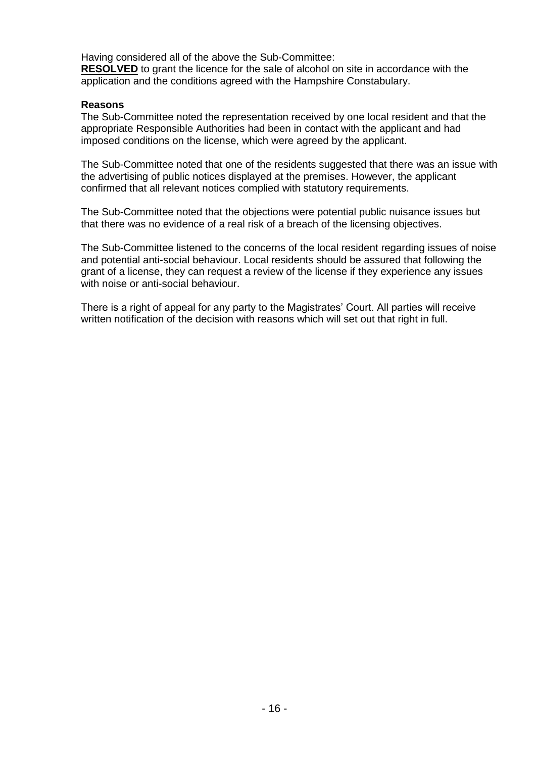Having considered all of the above the Sub-Committee:
**<u>RESOLVED</u>** to grant the licence for the sale of alcohol on site in accordance with the application and the conditions agreed with the Hampshire Constabulary.

**Reasons**
The Sub-Committee noted the representation received by one local resident and that the appropriate Responsible Authorities had been in contact with the applicant and had imposed conditions on the license, which were agreed by the applicant.

The Sub-Committee noted that one of the residents suggested that there was an issue with the advertising of public notices displayed at the premises. However, the applicant confirmed that all relevant notices complied with statutory requirements.

The Sub-Committee noted that the objections were potential public nuisance issues but that there was no evidence of a real risk of a breach of the licensing objectives.

The Sub-Committee listened to the concerns of the local resident regarding issues of noise and potential anti-social behaviour. Local residents should be assured that following the grant of a license, they can request a review of the license if they experience any issues with noise or anti-social behaviour.

There is a right of appeal for any party to the Magistrates' Court. All parties will receive written notification of the decision with reasons which will set out that right in full.